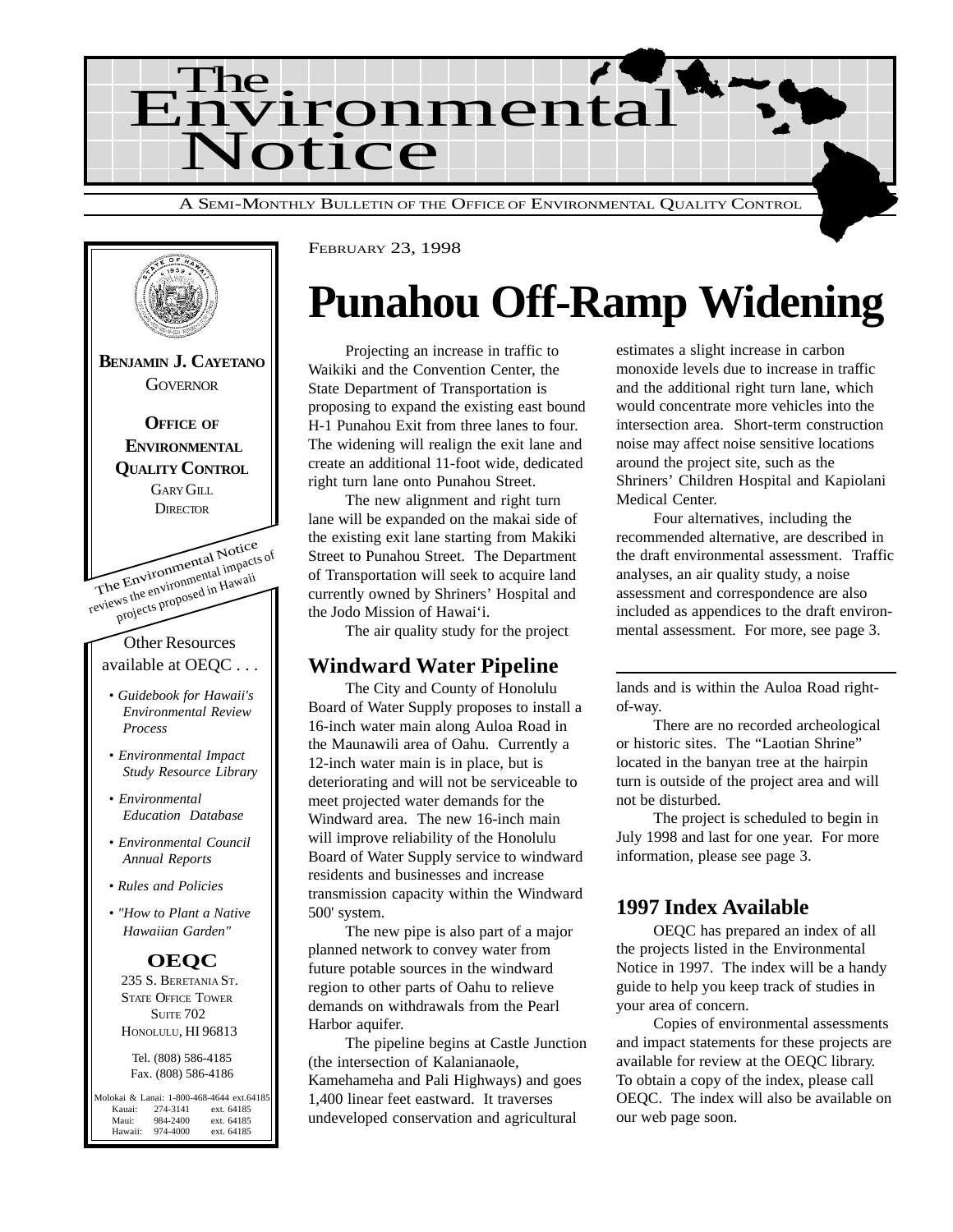# The Environmental Notice

A SEMI-MONTHLY BULLETIN OF THE OFFICE OF ENVIRONMENTAL QUALITY CONTROL

**BENJAMIN J. CAYETANO**
GOVERNOR

**OFFICE OF ENVIRONMENTAL QUALITY CONTROL**
GARY GILL
DIRECTOR

The Environmental Notice reviews the environmental impacts of projects proposed in Hawaii

Other Resources available at OEQC . . .

- *Guidebook for Hawaii's Environmental Review Process*
- *Environmental Impact Study Resource Library*
- *Environmental Education Database*
- *Environmental Council Annual Reports*
- *Rules and Policies*
- *"How to Plant a Native Hawaiian Garden"*

**OEQC**
235 S. BERETANIA ST.
STATE OFFICE TOWER
SUITE 702
HONOLULU, HI 96813

Tel. (808) 586-4185
Fax. (808) 586-4186

Molokai & Lanai: 1-800-468-4644 ext.64185
Kauai: 274-3141 ext. 64185
Maui: 984-2400 ext. 64185
Hawaii: 974-4000 ext. 64185

FEBRUARY 23, 1998

# Punahou Off-Ramp Widening

Projecting an increase in traffic to Waikiki and the Convention Center, the State Department of Transportation is proposing to expand the existing east bound H-1 Punahou Exit from three lanes to four. The widening will realign the exit lane and create an additional 11-foot wide, dedicated right turn lane onto Punahou Street.

The new alignment and right turn lane will be expanded on the makai side of the existing exit lane starting from Makiki Street to Punahou Street. The Department of Transportation will seek to acquire land currently owned by Shriners' Hospital and the Jodo Mission of Hawai'i.

The air quality study for the project estimates a slight increase in carbon monoxide levels due to increase in traffic and the additional right turn lane, which would concentrate more vehicles into the intersection area. Short-term construction noise may affect noise sensitive locations around the project site, such as the Shriners' Children Hospital and Kapiolani Medical Center.

Four alternatives, including the recommended alternative, are described in the draft environmental assessment. Traffic analyses, an air quality study, a noise assessment and correspondence are also included as appendices to the draft environmental assessment. For more, see page 3.

## Windward Water Pipeline

The City and County of Honolulu Board of Water Supply proposes to install a 16-inch water main along Auloa Road in the Maunawili area of Oahu. Currently a 12-inch water main is in place, but is deteriorating and will not be serviceable to meet projected water demands for the Windward area. The new 16-inch main will improve reliability of the Honolulu Board of Water Supply service to windward residents and businesses and increase transmission capacity within the Windward 500' system.

The new pipe is also part of a major planned network to convey water from future potable sources in the windward region to other parts of Oahu to relieve demands on withdrawals from the Pearl Harbor aquifer.

The pipeline begins at Castle Junction (the intersection of Kalanianaole, Kamehameha and Pali Highways) and goes 1,400 linear feet eastward. It traverses undeveloped conservation and agricultural lands and is within the Auloa Road right-of-way.

There are no recorded archeological or historic sites. The "Laotian Shrine" located in the banyan tree at the hairpin turn is outside of the project area and will not be disturbed.

The project is scheduled to begin in July 1998 and last for one year. For more information, please see page 3.

## 1997 Index Available

OEQC has prepared an index of all the projects listed in the Environmental Notice in 1997. The index will be a handy guide to help you keep track of studies in your area of concern.

Copies of environmental assessments and impact statements for these projects are available for review at the OEQC library. To obtain a copy of the index, please call OEQC. The index will also be available on our web page soon.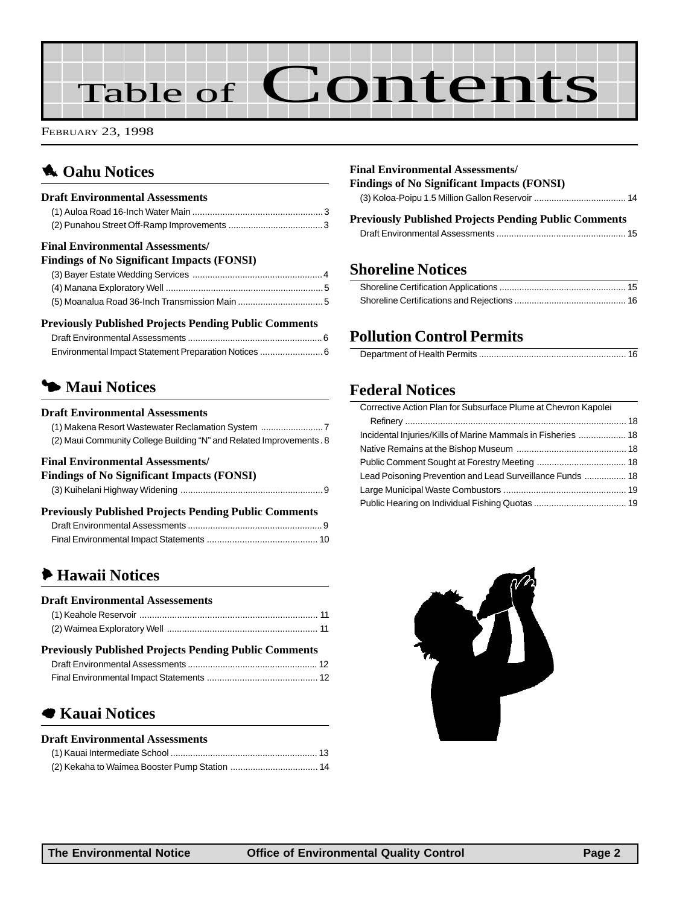# Table of Contents

FEBRUARY 23, 1998

## Oahu Notices

### Draft Environmental Assessments

(1) Auloa Road 16-Inch Water Main .......... 3
(2) Punahou Street Off-Ramp Improvements .......... 3

### Final Environmental Assessments/ Findings of No Significant Impacts (FONSI)

(3) Bayer Estate Wedding Services .......... 4
(4) Manana Exploratory Well .......... 5
(5) Moanalua Road 36-Inch Transmission Main .......... 5

### Previously Published Projects Pending Public Comments

Draft Environmental Assessments .......... 6
Environmental Impact Statement Preparation Notices .......... 6

## Maui Notices

### Draft Environmental Assessments

(1) Makena Resort Wastewater Reclamation System .......... 7
(2) Maui Community College Building "N" and Related Improvements .......... 8

### Final Environmental Assessments/ Findings of No Significant Impacts (FONSI)

(3) Kuihelani Highway Widening .......... 9

### Previously Published Projects Pending Public Comments

Draft Environmental Assessments .......... 9
Final Environmental Impact Statements .......... 10

## Hawaii Notices

### Draft Environmental Assessements

(1) Keahole Reservoir .......... 11
(2) Waimea Exploratory Well .......... 11

### Previously Published Projects Pending Public Comments

Draft Environmental Assessments .......... 12
Final Environmental Impact Statements .......... 12

## Kauai Notices

### Draft Environmental Assessments

(1) Kauai Intermediate School .......... 13
(2) Kekaha to Waimea Booster Pump Station .......... 14

### Final Environmental Assessments/ Findings of No Significant Impacts (FONSI)

(3) Koloa-Poipu 1.5 Million Gallon Reservoir .......... 14

### Previously Published Projects Pending Public Comments

Draft Environmental Assessments .......... 15

## Shoreline Notices

Shoreline Certification Applications .......... 15
Shoreline Certifications and Rejections .......... 16

## Pollution Control Permits

Department of Health Permits .......... 16

## Federal Notices

Corrective Action Plan for Subsurface Plume at Chevron Kapolei Refinery .......... 18
Incidental Injuries/Kills of Marine Mammals in Fisheries .......... 18
Native Remains at the Bishop Museum .......... 18
Public Comment Sought at Forestry Meeting .......... 18
Lead Poisoning Prevention and Lead Surveillance Funds .......... 18
Large Municipal Waste Combustors .......... 19
Public Hearing on Individual Fishing Quotas .......... 19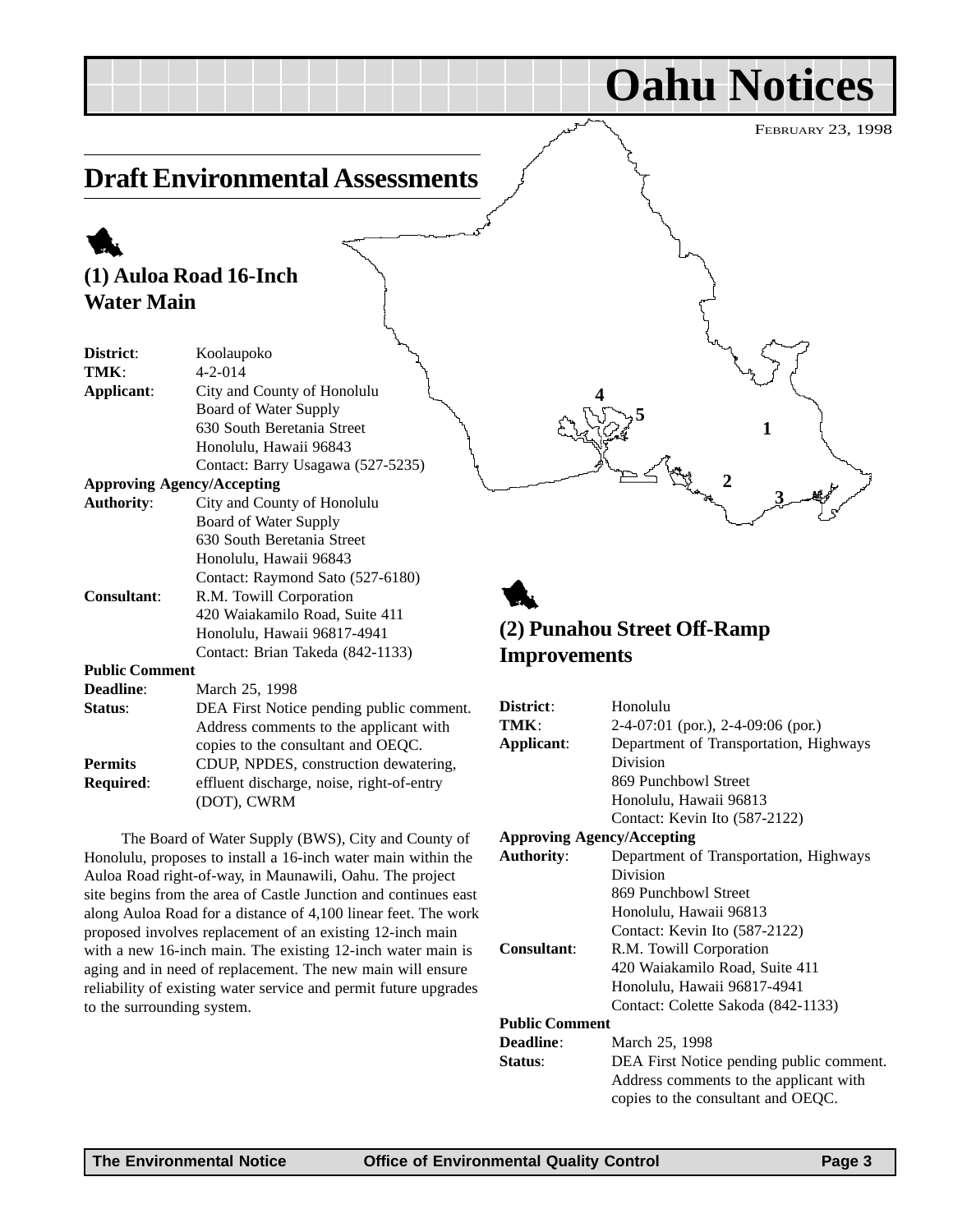# Oahu Notices

FEBRUARY 23, 1998

## Draft Environmental Assessments

### (1) Auloa Road 16-Inch Water Main

**District**: Koolaupoko
**TMK**: 4-2-014
**Applicant**: City and County of Honolulu
Board of Water Supply
630 South Beretania Street
Honolulu, Hawaii 96843
Contact: Barry Usagawa (527-5235)

**Approving Agency/Accepting Authority**: City and County of Honolulu
Board of Water Supply
630 South Beretania Street
Honolulu, Hawaii 96843
Contact: Raymond Sato (527-6180)

**Consultant**: R.M. Towill Corporation
420 Waiakamilo Road, Suite 411
Honolulu, Hawaii 96817-4941
Contact: Brian Takeda (842-1133)

**Public Comment Deadline**: March 25, 1998

**Status**: DEA First Notice pending public comment. Address comments to the applicant with copies to the consultant and OEQC.

**Permits Required**: CDUP, NPDES, construction dewatering, effluent discharge, noise, right-of-entry (DOT), CWRM

The Board of Water Supply (BWS), City and County of Honolulu, proposes to install a 16-inch water main within the Auloa Road right-of-way, in Maunawili, Oahu. The project site begins from the area of Castle Junction and continues east along Auloa Road for a distance of 4,100 linear feet. The work proposed involves replacement of an existing 12-inch main with a new 16-inch main. The existing 12-inch water main is aging and in need of replacement. The new main will ensure reliability of existing water service and permit future upgrades to the surrounding system.

### (2) Punahou Street Off-Ramp Improvements

**District**: Honolulu
**TMK**: 2-4-07:01 (por.), 2-4-09:06 (por.)
**Applicant**: Department of Transportation, Highways Division
869 Punchbowl Street
Honolulu, Hawaii 96813
Contact: Kevin Ito (587-2122)

**Approving Agency/Accepting Authority**: Department of Transportation, Highways Division
869 Punchbowl Street
Honolulu, Hawaii 96813
Contact: Kevin Ito (587-2122)

**Consultant**: R.M. Towill Corporation
420 Waiakamilo Road, Suite 411
Honolulu, Hawaii 96817-4941
Contact: Colette Sakoda (842-1133)

**Public Comment Deadline**: March 25, 1998

**Status**: DEA First Notice pending public comment. Address comments to the applicant with copies to the consultant and OEQC.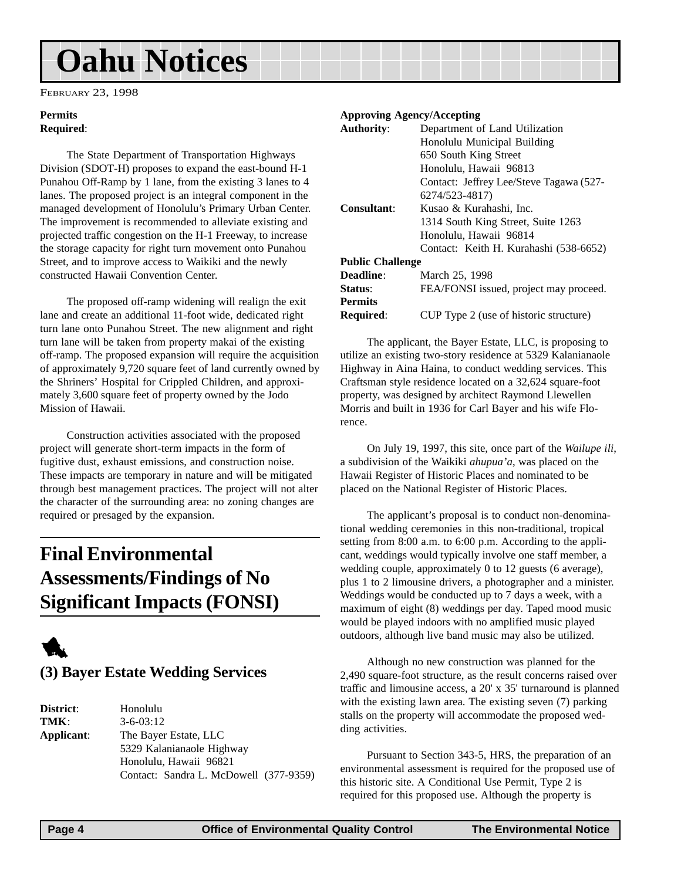# Oahu Notices

FEBRUARY 23, 1998

**Permits Required**:

The State Department of Transportation Highways Division (SDOT-H) proposes to expand the east-bound H-1 Punahou Off-Ramp by 1 lane, from the existing 3 lanes to 4 lanes. The proposed project is an integral component in the managed development of Honolulu's Primary Urban Center. The improvement is recommended to alleviate existing and projected traffic congestion on the H-1 Freeway, to increase the storage capacity for right turn movement onto Punahou Street, and to improve access to Waikiki and the newly constructed Hawaii Convention Center.

The proposed off-ramp widening will realign the exit lane and create an additional 11-foot wide, dedicated right turn lane onto Punahou Street. The new alignment and right turn lane will be taken from property makai of the existing off-ramp. The proposed expansion will require the acquisition of approximately 9,720 square feet of land currently owned by the Shriners' Hospital for Crippled Children, and approximately 3,600 square feet of property owned by the Jodo Mission of Hawaii.

Construction activities associated with the proposed project will generate short-term impacts in the form of fugitive dust, exhaust emissions, and construction noise. These impacts are temporary in nature and will be mitigated through best management practices. The project will not alter the character of the surrounding area: no zoning changes are required or presaged by the expansion.

## Final Environmental Assessments/Findings of No Significant Impacts (FONSI)

### (3) Bayer Estate Wedding Services

**District**: Honolulu
**TMK**: 3-6-03:12
**Applicant**: The Bayer Estate, LLC
5329 Kalanianaole Highway
Honolulu, Hawaii 96821
Contact: Sandra L. McDowell (377-9359)

**Approving Agency/Accepting Authority**: Department of Land Utilization
Honolulu Municipal Building
650 South King Street
Honolulu, Hawaii 96813
Contact: Jeffrey Lee/Steve Tagawa (527-6274/523-4817)

**Consultant**: Kusao & Kurahashi, Inc.
1314 South King Street, Suite 1263
Honolulu, Hawaii 96814
Contact: Keith H. Kurahashi (538-6652)

**Public Challenge Deadline**: March 25, 1998
**Status**: FEA/FONSI issued, project may proceed.
**Permits Required**: CUP Type 2 (use of historic structure)

The applicant, the Bayer Estate, LLC, is proposing to utilize an existing two-story residence at 5329 Kalanianaole Highway in Aina Haina, to conduct wedding services. This Craftsman style residence located on a 32,624 square-foot property, was designed by architect Raymond Llewellen Morris and built in 1936 for Carl Bayer and his wife Florence.

On July 19, 1997, this site, once part of the *Wailupe ili*, a subdivision of the Waikiki *ahupua'a*, was placed on the Hawaii Register of Historic Places and nominated to be placed on the National Register of Historic Places.

The applicant's proposal is to conduct non-denominational wedding ceremonies in this non-traditional, tropical setting from 8:00 a.m. to 6:00 p.m. According to the applicant, weddings would typically involve one staff member, a wedding couple, approximately 0 to 12 guests (6 average), plus 1 to 2 limousine drivers, a photographer and a minister. Weddings would be conducted up to 7 days a week, with a maximum of eight (8) weddings per day. Taped mood music would be played indoors with no amplified music played outdoors, although live band music may also be utilized.

Although no new construction was planned for the 2,490 square-foot structure, as the result concerns raised over traffic and limousine access, a 20' x 35' turnaround is planned with the existing lawn area. The existing seven (7) parking stalls on the property will accommodate the proposed wedding activities.

Pursuant to Section 343-5, HRS, the preparation of an environmental assessment is required for the proposed use of this historic site. A Conditional Use Permit, Type 2 is required for this proposed use. Although the property is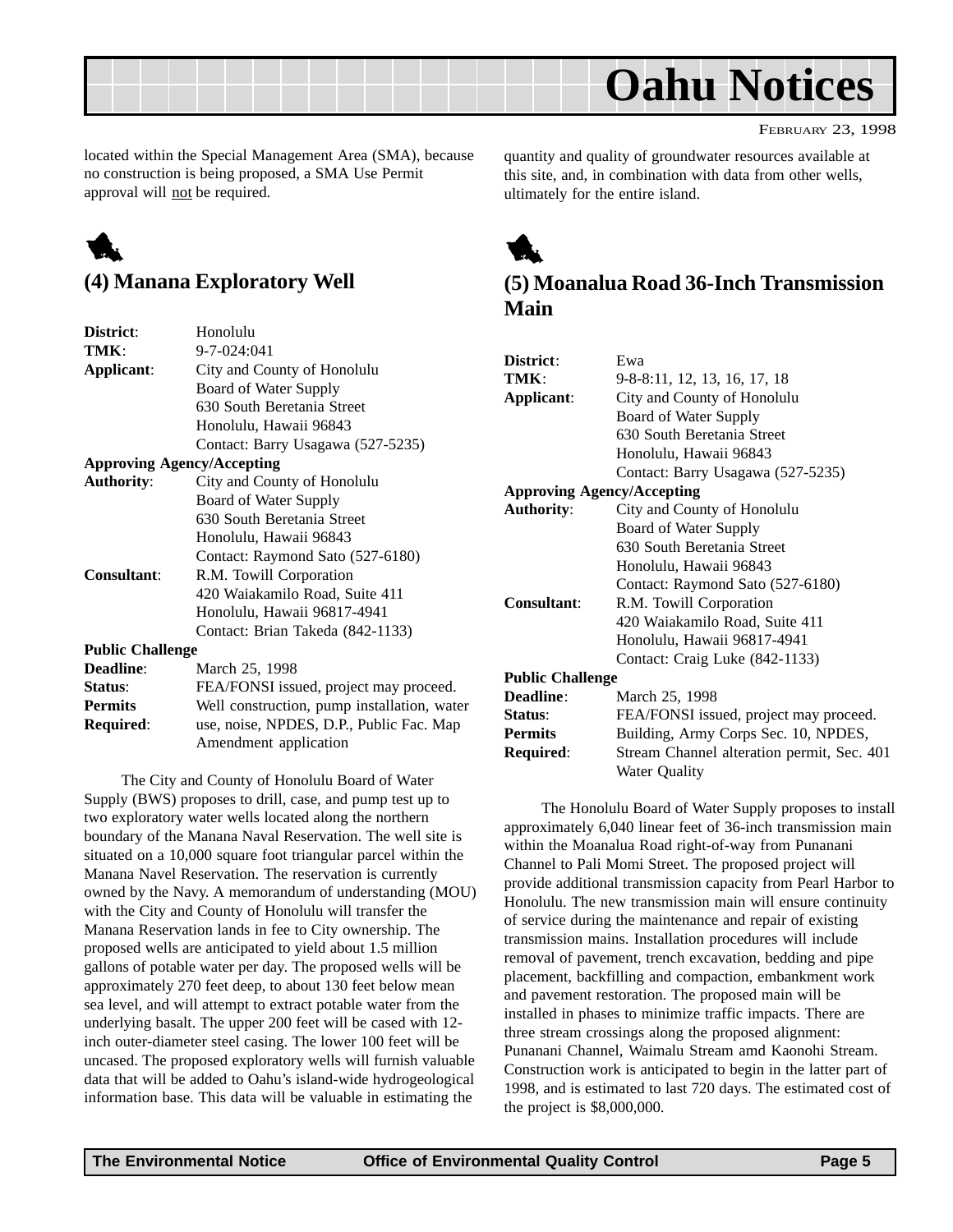located within the Special Management Area (SMA), because no construction is being proposed, a SMA Use Permit approval will not be required.

## (4) Manana Exploratory Well

**District**: Honolulu
**TMK**: 9-7-024:041
**Applicant**: City and County of Honolulu
Board of Water Supply
630 South Beretania Street
Honolulu, Hawaii 96843
Contact: Barry Usagawa (527-5235)
**Approving Agency/Accepting Authority**: City and County of Honolulu
Board of Water Supply
630 South Beretania Street
Honolulu, Hawaii 96843
Contact: Raymond Sato (527-6180)
**Consultant**: R.M. Towill Corporation
420 Waiakamilo Road, Suite 411
Honolulu, Hawaii 96817-4941
Contact: Brian Takeda (842-1133)
**Public Challenge Deadline**: March 25, 1998
**Status**: FEA/FONSI issued, project may proceed.
**Permits Required**: Well construction, pump installation, water use, noise, NPDES, D.P., Public Fac. Map Amendment application

The City and County of Honolulu Board of Water Supply (BWS) proposes to drill, case, and pump test up to two exploratory water wells located along the northern boundary of the Manana Naval Reservation. The well site is situated on a 10,000 square foot triangular parcel within the Manana Navel Reservation. The reservation is currently owned by the Navy. A memorandum of understanding (MOU) with the City and County of Honolulu will transfer the Manana Reservation lands in fee to City ownership. The proposed wells are anticipated to yield about 1.5 million gallons of potable water per day. The proposed wells will be approximately 270 feet deep, to about 130 feet below mean sea level, and will attempt to extract potable water from the underlying basalt. The upper 200 feet will be cased with 12-inch outer-diameter steel casing. The lower 100 feet will be uncased. The proposed exploratory wells will furnish valuable data that will be added to Oahu's island-wide hydrogeological information base. This data will be valuable in estimating the quantity and quality of groundwater resources available at this site, and, in combination with data from other wells, ultimately for the entire island.

## (5) Moanalua Road 36-Inch Transmission Main

**District**: Ewa
**TMK**: 9-8-8:11, 12, 13, 16, 17, 18
**Applicant**: City and County of Honolulu
Board of Water Supply
630 South Beretania Street
Honolulu, Hawaii 96843
Contact: Barry Usagawa (527-5235)
**Approving Agency/Accepting Authority**: City and County of Honolulu
Board of Water Supply
630 South Beretania Street
Honolulu, Hawaii 96843
Contact: Raymond Sato (527-6180)
**Consultant**: R.M. Towill Corporation
420 Waiakamilo Road, Suite 411
Honolulu, Hawaii 96817-4941
Contact: Craig Luke (842-1133)
**Public Challenge Deadline**: March 25, 1998
**Status**: FEA/FONSI issued, project may proceed.
**Permits Required**: Building, Army Corps Sec. 10, NPDES, Stream Channel alteration permit, Sec. 401 Water Quality

The Honolulu Board of Water Supply proposes to install approximately 6,040 linear feet of 36-inch transmission main within the Moanalua Road right-of-way from Punanani Channel to Pali Momi Street. The proposed project will provide additional transmission capacity from Pearl Harbor to Honolulu. The new transmission main will ensure continuity of service during the maintenance and repair of existing transmission mains. Installation procedures will include removal of pavement, trench excavation, bedding and pipe placement, backfilling and compaction, embankment work and pavement restoration. The proposed main will be installed in phases to minimize traffic impacts. There are three stream crossings along the proposed alignment: Punanani Channel, Waimalu Stream amd Kaonohi Stream. Construction work is anticipated to begin in the latter part of 1998, and is estimated to last 720 days. The estimated cost of the project is $8,000,000.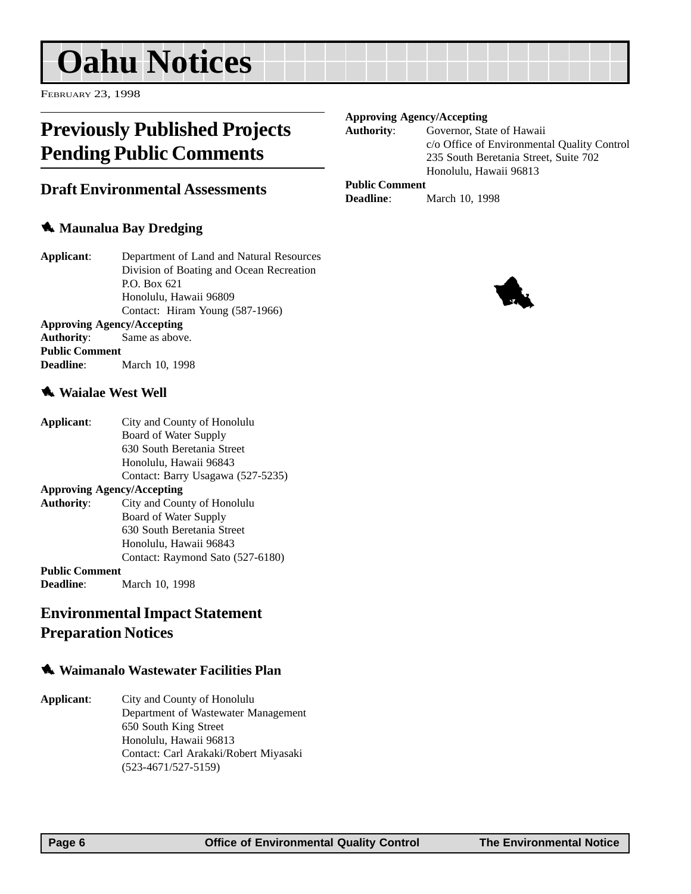# Oahu Notices

February 23, 1998

## Previously Published Projects Pending Public Comments

### Draft Environmental Assessments

#### Maunalua Bay Dredging

**Applicant**: Department of Land and Natural Resources
Division of Boating and Ocean Recreation
P.O. Box 621
Honolulu, Hawaii 96809
Contact: Hiram Young (587-1966)

**Approving Agency/Accepting Authority**: Same as above.

**Public Comment Deadline**: March 10, 1998

#### Waialae West Well

**Applicant**: City and County of Honolulu
Board of Water Supply
630 South Beretania Street
Honolulu, Hawaii 96843
Contact: Barry Usagawa (527-5235)

**Approving Agency/Accepting Authority**: City and County of Honolulu
Board of Water Supply
630 South Beretania Street
Honolulu, Hawaii 96843
Contact: Raymond Sato (527-6180)

**Public Comment Deadline**: March 10, 1998

### Environmental Impact Statement Preparation Notices

#### Waimanalo Wastewater Facilities Plan

**Applicant**: City and County of Honolulu
Department of Wastewater Management
650 South King Street
Honolulu, Hawaii 96813
Contact: Carl Arakaki/Robert Miyasaki
(523-4671/527-5159)

**Approving Agency/Accepting Authority**: Governor, State of Hawaii
c/o Office of Environmental Quality Control
235 South Beretania Street, Suite 702
Honolulu, Hawaii 96813

**Public Comment Deadline**: March 10, 1998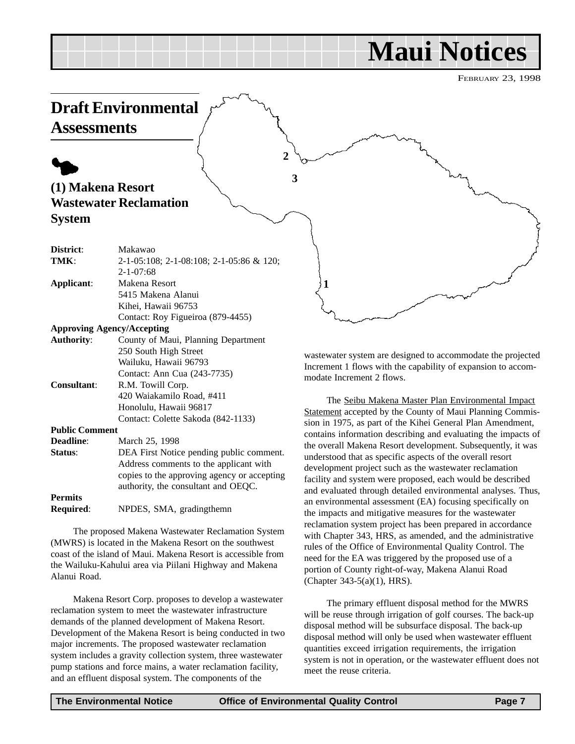# Maui Notices

FEBRUARY 23, 1998

## Draft Environmental Assessments

### (1) Makena Resort Wastewater Reclamation System

**District**: Makawao

**TMK**: 2-1-05:108; 2-1-08:108; 2-1-05:86 & 120; 2-1-07:68

**Applicant**: Makena Resort
5415 Makena Alanui
Kihei, Hawaii 96753
Contact: Roy Figueiroa (879-4455)

**Approving Agency/Accepting Authority**: County of Maui, Planning Department
250 South High Street
Wailuku, Hawaii 96793
Contact: Ann Cua (243-7735)

**Consultant**: R.M. Towill Corp.
420 Waiakamilo Road, #411
Honolulu, Hawaii 96817
Contact: Colette Sakoda (842-1133)

**Public Comment Deadline**: March 25, 1998

**Status**: DEA First Notice pending public comment. Address comments to the applicant with copies to the approving agency or accepting authority, the consultant and OEQC.

**Permits Required**: NPDES, SMA, gradingthemn

The proposed Makena Wastewater Reclamation System (MWRS) is located in the Makena Resort on the southwest coast of the island of Maui. Makena Resort is accessible from the Wailuku-Kahului area via Piilani Highway and Makena Alanui Road.

Makena Resort Corp. proposes to develop a wastewater reclamation system to meet the wastewater infrastructure demands of the planned development of Makena Resort. Development of the Makena Resort is being conducted in two major increments. The proposed wastewater reclamation system includes a gravity collection system, three wastewater pump stations and force mains, a water reclamation facility, and an effluent disposal system. The components of the wastewater system are designed to accommodate the projected Increment 1 flows with the capability of expansion to accommodate Increment 2 flows.

The Seibu Makena Master Plan Environmental Impact Statement accepted by the County of Maui Planning Commission in 1975, as part of the Kihei General Plan Amendment, contains information describing and evaluating the impacts of the overall Makena Resort development. Subsequently, it was understood that as specific aspects of the overall resort development project such as the wastewater reclamation facility and system were proposed, each would be described and evaluated through detailed environmental analyses. Thus, an environmental assessment (EA) focusing specifically on the impacts and mitigative measures for the wastewater reclamation system project has been prepared in accordance with Chapter 343, HRS, as amended, and the administrative rules of the Office of Environmental Quality Control. The need for the EA was triggered by the proposed use of a portion of County right-of-way, Makena Alanui Road (Chapter 343-5(a)(1), HRS).

The primary effluent disposal method for the MWRS will be reuse through irrigation of golf courses. The back-up disposal method will be subsurface disposal. The back-up disposal method will only be used when wastewater effluent quantities exceed irrigation requirements, the irrigation system is not in operation, or the wastewater effluent does not meet the reuse criteria.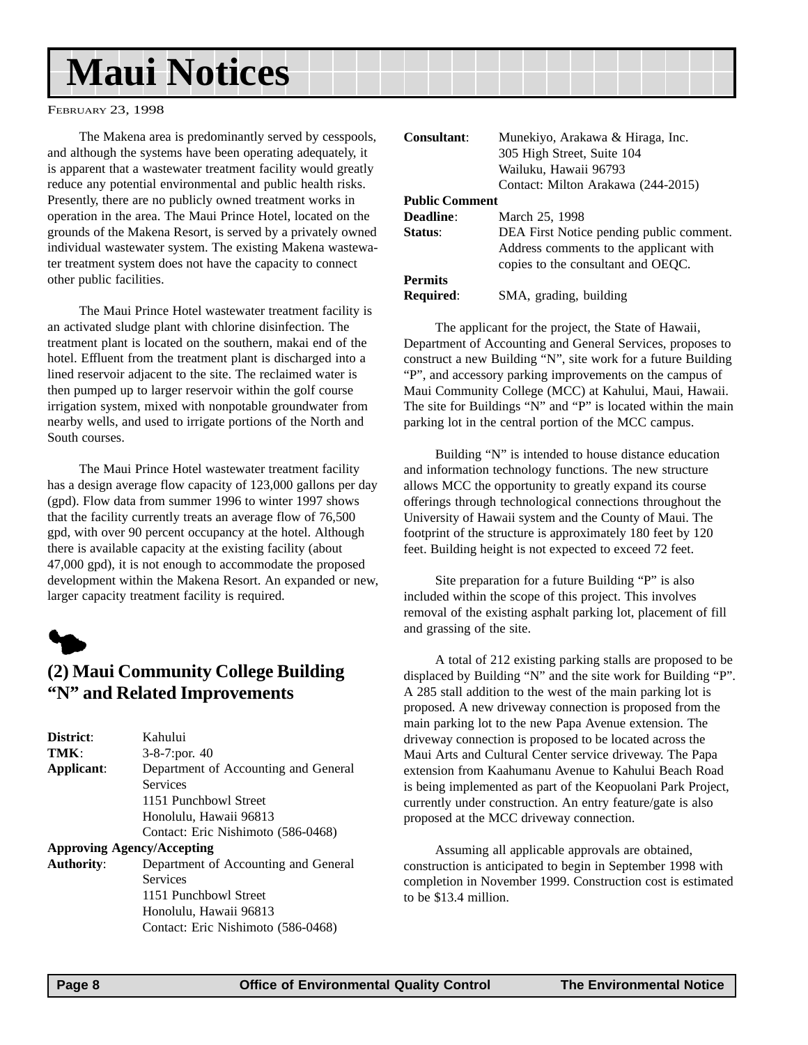# Maui Notices

FEBRUARY 23, 1998

The Makena area is predominantly served by cesspools, and although the systems have been operating adequately, it is apparent that a wastewater treatment facility would greatly reduce any potential environmental and public health risks. Presently, there are no publicly owned treatment works in operation in the area. The Maui Prince Hotel, located on the grounds of the Makena Resort, is served by a privately owned individual wastewater system. The existing Makena wastewater treatment system does not have the capacity to connect other public facilities.

The Maui Prince Hotel wastewater treatment facility is an activated sludge plant with chlorine disinfection. The treatment plant is located on the southern, makai end of the hotel. Effluent from the treatment plant is discharged into a lined reservoir adjacent to the site. The reclaimed water is then pumped up to larger reservoir within the golf course irrigation system, mixed with nonpotable groundwater from nearby wells, and used to irrigate portions of the North and South courses.

The Maui Prince Hotel wastewater treatment facility has a design average flow capacity of 123,000 gallons per day (gpd). Flow data from summer 1996 to winter 1997 shows that the facility currently treats an average flow of 76,500 gpd, with over 90 percent occupancy at the hotel. Although there is available capacity at the existing facility (about 47,000 gpd), it is not enough to accommodate the proposed development within the Makena Resort. An expanded or new, larger capacity treatment facility is required.

## (2) Maui Community College Building "N" and Related Improvements

**District**: Kahului
**TMK**: 3-8-7:por. 40
**Applicant**: Department of Accounting and General Services
1151 Punchbowl Street
Honolulu, Hawaii 96813
Contact: Eric Nishimoto (586-0468)
**Approving Agency/Accepting Authority**: Department of Accounting and General Services
1151 Punchbowl Street
Honolulu, Hawaii 96813
Contact: Eric Nishimoto (586-0468)
**Consultant**: Munekiyo, Arakawa & Hiraga, Inc.
305 High Street, Suite 104
Wailuku, Hawaii 96793
Contact: Milton Arakawa (244-2015)
**Public Comment Deadline**: March 25, 1998
**Status**: DEA First Notice pending public comment. Address comments to the applicant with copies to the consultant and OEQC.
**Permits Required**: SMA, grading, building

The applicant for the project, the State of Hawaii, Department of Accounting and General Services, proposes to construct a new Building "N", site work for a future Building "P", and accessory parking improvements on the campus of Maui Community College (MCC) at Kahului, Maui, Hawaii. The site for Buildings "N" and "P" is located within the main parking lot in the central portion of the MCC campus.

Building "N" is intended to house distance education and information technology functions. The new structure allows MCC the opportunity to greatly expand its course offerings through technological connections throughout the University of Hawaii system and the County of Maui. The footprint of the structure is approximately 180 feet by 120 feet. Building height is not expected to exceed 72 feet.

Site preparation for a future Building "P" is also included within the scope of this project. This involves removal of the existing asphalt parking lot, placement of fill and grassing of the site.

A total of 212 existing parking stalls are proposed to be displaced by Building "N" and the site work for Building "P". A 285 stall addition to the west of the main parking lot is proposed. A new driveway connection is proposed from the main parking lot to the new Papa Avenue extension. The driveway connection is proposed to be located across the Maui Arts and Cultural Center service driveway. The Papa extension from Kaahumanu Avenue to Kahului Beach Road is being implemented as part of the Keopuolani Park Project, currently under construction. An entry feature/gate is also proposed at the MCC driveway connection.

Assuming all applicable approvals are obtained, construction is anticipated to begin in September 1998 with completion in November 1999. Construction cost is estimated to be $13.4 million.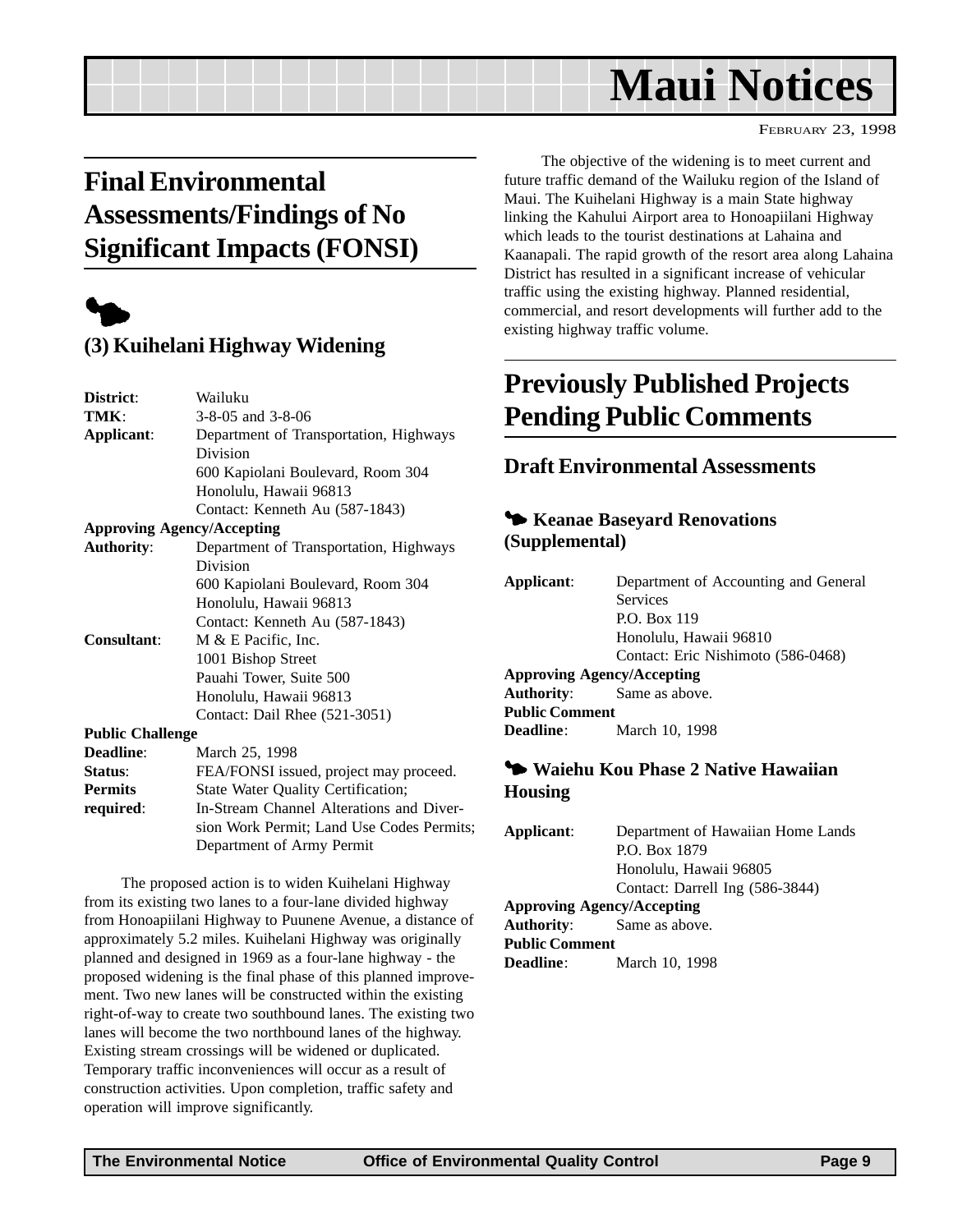# Maui Notices

FEBRUARY 23, 1998

## Final Environmental Assessments/Findings of No Significant Impacts (FONSI)

### (3) Kuihelani Highway Widening

**District**: Wailuku
**TMK**: 3-8-05 and 3-8-06
**Applicant**: Department of Transportation, Highways Division
600 Kapiolani Boulevard, Room 304
Honolulu, Hawaii 96813
Contact: Kenneth Au (587-1843)
**Approving Agency/Accepting Authority**: Department of Transportation, Highways Division
600 Kapiolani Boulevard, Room 304
Honolulu, Hawaii 96813
Contact: Kenneth Au (587-1843)
**Consultant**: M & E Pacific, Inc.
1001 Bishop Street
Pauahi Tower, Suite 500
Honolulu, Hawaii 96813
Contact: Dail Rhee (521-3051)
**Public Challenge Deadline**: March 25, 1998
**Status**: FEA/FONSI issued, project may proceed.
**Permits required**: State Water Quality Certification; In-Stream Channel Alterations and Diversion Work Permit; Land Use Codes Permits; Department of Army Permit

The proposed action is to widen Kuihelani Highway from its existing two lanes to a four-lane divided highway from Honoapiilani Highway to Puunene Avenue, a distance of approximately 5.2 miles. Kuihelani Highway was originally planned and designed in 1969 as a four-lane highway - the proposed widening is the final phase of this planned improvement. Two new lanes will be constructed within the existing right-of-way to create two southbound lanes. The existing two lanes will become the two northbound lanes of the highway. Existing stream crossings will be widened or duplicated. Temporary traffic inconveniences will occur as a result of construction activities. Upon completion, traffic safety and operation will improve significantly.

The objective of the widening is to meet current and future traffic demand of the Wailuku region of the Island of Maui. The Kuihelani Highway is a main State highway linking the Kahului Airport area to Honoapiilani Highway which leads to the tourist destinations at Lahaina and Kaanapali. The rapid growth of the resort area along Lahaina District has resulted in a significant increase of vehicular traffic using the existing highway. Planned residential, commercial, and resort developments will further add to the existing highway traffic volume.

## Previously Published Projects Pending Public Comments

### Draft Environmental Assessments

#### Keanae Baseyard Renovations (Supplemental)

**Applicant**: Department of Accounting and General Services
P.O. Box 119
Honolulu, Hawaii 96810
Contact: Eric Nishimoto (586-0468)
**Approving Agency/Accepting Authority**: Same as above.
**Public Comment Deadline**: March 10, 1998

#### Waiehu Kou Phase 2 Native Hawaiian Housing

**Applicant**: Department of Hawaiian Home Lands
P.O. Box 1879
Honolulu, Hawaii 96805
Contact: Darrell Ing (586-3844)
**Approving Agency/Accepting Authority**: Same as above.
**Public Comment Deadline**: March 10, 1998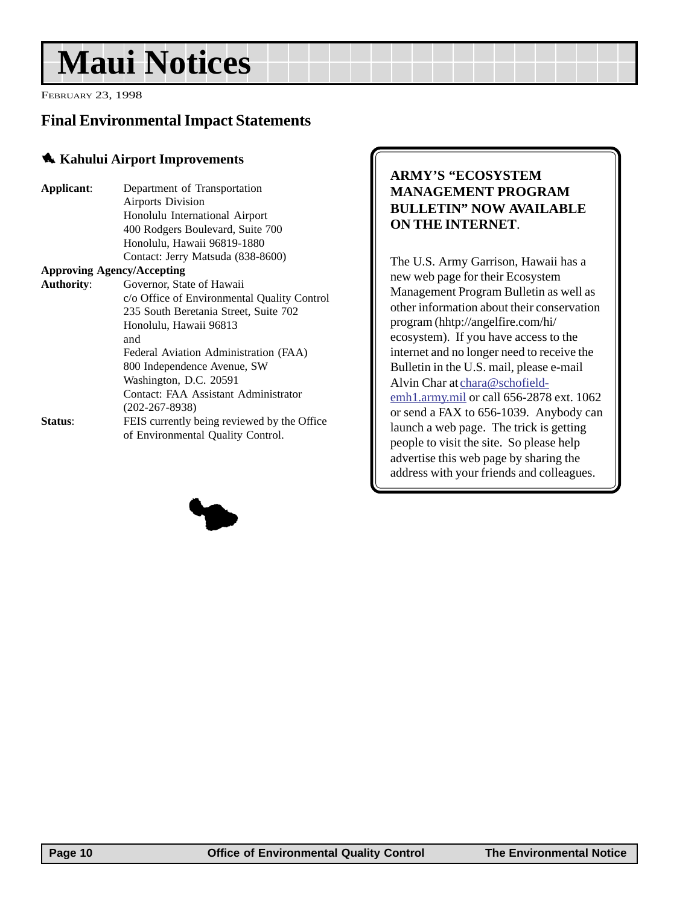# Maui Notices

FEBRUARY 23, 1998

## Final Environmental Impact Statements

### Kahului Airport Improvements

**Applicant**: Department of Transportation
Airports Division
Honolulu International Airport
400 Rodgers Boulevard, Suite 700
Honolulu, Hawaii 96819-1880
Contact: Jerry Matsuda (838-8600)

**Approving Agency/Accepting Authority**: Governor, State of Hawaii
c/o Office of Environmental Quality Control
235 South Beretania Street, Suite 702
Honolulu, Hawaii 96813
and
Federal Aviation Administration (FAA)
800 Independence Avenue, SW
Washington, D.C. 20591
Contact: FAA Assistant Administrator
(202-267-8938)

**Status**: FEIS currently being reviewed by the Office of Environmental Quality Control.

---

**ARMY'S "ECOSYSTEM MANAGEMENT PROGRAM BULLETIN" NOW AVAILABLE ON THE INTERNET**.

The U.S. Army Garrison, Hawaii has a new web page for their Ecosystem Management Program Bulletin as well as other information about their conservation program (hhtp://angelfire.com/hi/ecosystem). If you have access to the internet and no longer need to receive the Bulletin in the U.S. mail, please e-mail Alvin Char at chara@schofield-emh1.army.mil or call 656-2878 ext. 1062 or send a FAX to 656-1039. Anybody can launch a web page. The trick is getting people to visit the site. So please help advertise this web page by sharing the address with your friends and colleagues.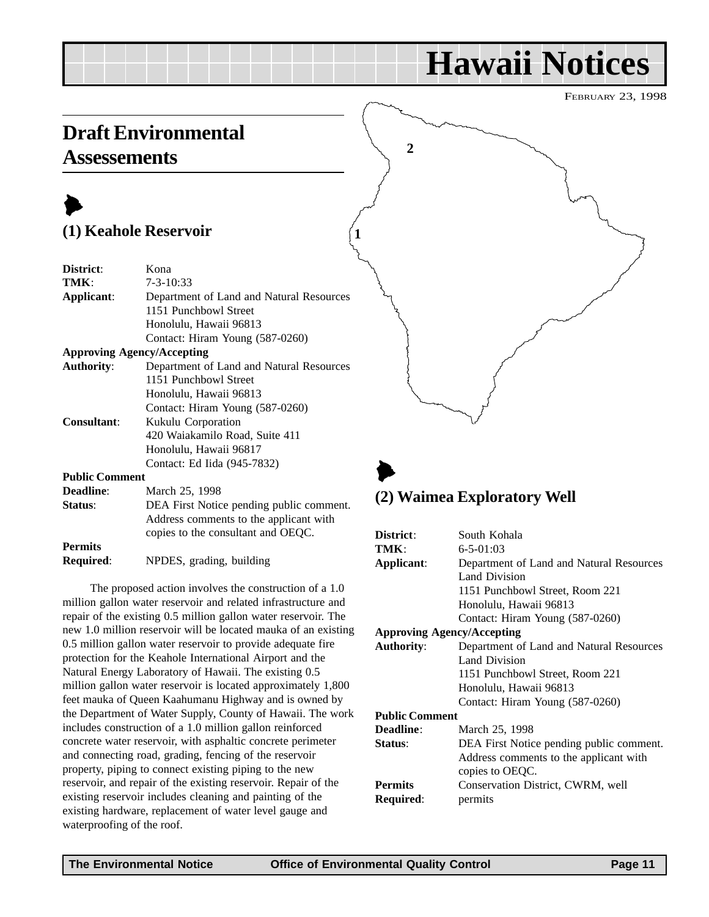# Hawaii Notices

FEBRUARY 23, 1998

## Draft Environmental Assessements

### (1) Keahole Reservoir

| | |
|---|---|
| **District**: | Kona |
| **TMK**: | 7-3-10:33 |
| **Applicant**: | Department of Land and Natural Resources<br>1151 Punchbowl Street<br>Honolulu, Hawaii 96813<br>Contact: Hiram Young (587-0260) |
| **Approving Agency/Accepting Authority**: | Department of Land and Natural Resources<br>1151 Punchbowl Street<br>Honolulu, Hawaii 96813<br>Contact: Hiram Young (587-0260) |
| **Consultant**: | Kukulu Corporation<br>420 Waiakamilo Road, Suite 411<br>Honolulu, Hawaii 96817<br>Contact: Ed Iida (945-7832) |
| **Public Comment Deadline**: | March 25, 1998 |
| **Status**: | DEA First Notice pending public comment. Address comments to the applicant with copies to the consultant and OEQC. |
| **Permits Required**: | NPDES, grading, building |

The proposed action involves the construction of a 1.0 million gallon water reservoir and related infrastructure and repair of the existing 0.5 million gallon water reservoir. The new 1.0 million reservoir will be located mauka of an existing 0.5 million gallon water reservoir to provide adequate fire protection for the Keahole International Airport and the Natural Energy Laboratory of Hawaii. The existing 0.5 million gallon water reservoir is located approximately 1,800 feet mauka of Queen Kaahumanu Highway and is owned by the Department of Water Supply, County of Hawaii. The work includes construction of a 1.0 million gallon reinforced concrete water reservoir, with asphaltic concrete perimeter and connecting road, grading, fencing of the reservoir property, piping to connect existing piping to the new reservoir, and repair of the existing reservoir. Repair of the existing reservoir includes cleaning and painting of the existing hardware, replacement of water level gauge and waterproofing of the roof.

### (2) Waimea Exploratory Well

| | |
|---|---|
| **District**: | South Kohala |
| **TMK**: | 6-5-01:03 |
| **Applicant**: | Department of Land and Natural Resources<br>Land Division<br>1151 Punchbowl Street, Room 221<br>Honolulu, Hawaii 96813<br>Contact: Hiram Young (587-0260) |
| **Approving Agency/Accepting Authority**: | Department of Land and Natural Resources<br>Land Division<br>1151 Punchbowl Street, Room 221<br>Honolulu, Hawaii 96813<br>Contact: Hiram Young (587-0260) |
| **Public Comment Deadline**: | March 25, 1998 |
| **Status**: | DEA First Notice pending public comment. Address comments to the applicant with copies to OEQC. |
| **Permits Required**: | Conservation District, CWRM, well permits |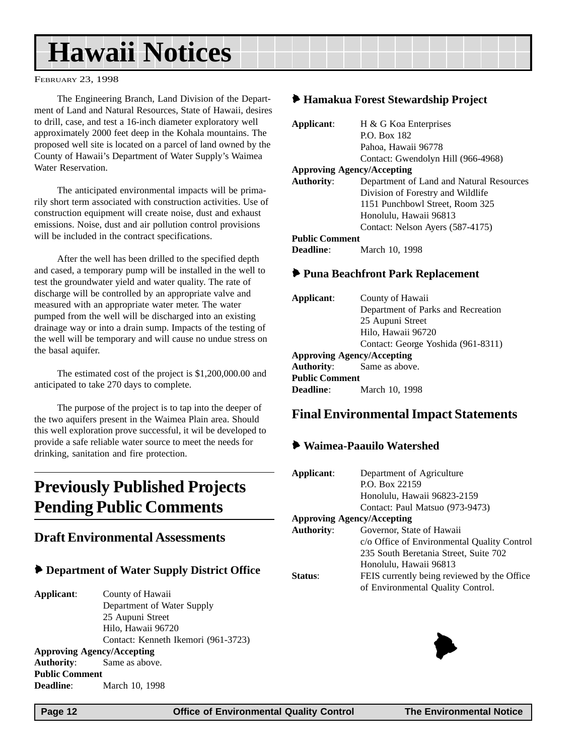# Hawaii Notices

FEBRUARY 23, 1998

The Engineering Branch, Land Division of the Department of Land and Natural Resources, State of Hawaii, desires to drill, case, and test a 16-inch diameter exploratory well approximately 2000 feet deep in the Kohala mountains. The proposed well site is located on a parcel of land owned by the County of Hawaii's Department of Water Supply's Waimea Water Reservation.

The anticipated environmental impacts will be primarily short term associated with construction activities. Use of construction equipment will create noise, dust and exhaust emissions. Noise, dust and air pollution control provisions will be included in the contract specifications.

After the well has been drilled to the specified depth and cased, a temporary pump will be installed in the well to test the groundwater yield and water quality. The rate of discharge will be controlled by an appropriate valve and measured with an appropriate water meter. The water pumped from the well will be discharged into an existing drainage way or into a drain sump. Impacts of the testing of the well will be temporary and will cause no undue stress on the basal aquifer.

The estimated cost of the project is $1,200,000.00 and anticipated to take 270 days to complete.

The purpose of the project is to tap into the deeper of the two aquifers present in the Waimea Plain area. Should this well exploration prove successful, it wil be developed to provide a safe reliable water source to meet the needs for drinking, sanitation and fire protection.

# Previously Published Projects Pending Public Comments

## Draft Environmental Assessments

### Department of Water Supply District Office

**Applicant**: County of Hawaii
Department of Water Supply
25 Aupuni Street
Hilo, Hawaii 96720
Contact: Kenneth Ikemori (961-3723)

**Approving Agency/Accepting Authority**: Same as above.

**Public Comment Deadline**: March 10, 1998

### Hamakua Forest Stewardship Project

**Applicant**: H & G Koa Enterprises
P.O. Box 182
Pahoa, Hawaii 96778
Contact: Gwendolyn Hill (966-4968)

**Approving Agency/Accepting Authority**: Department of Land and Natural Resources
Division of Forestry and Wildlife
1151 Punchbowl Street, Room 325
Honolulu, Hawaii 96813
Contact: Nelson Ayers (587-4175)

**Public Comment Deadline**: March 10, 1998

### Puna Beachfront Park Replacement

**Applicant**: County of Hawaii
Department of Parks and Recreation
25 Aupuni Street
Hilo, Hawaii 96720
Contact: George Yoshida (961-8311)

**Approving Agency/Accepting Authority**: Same as above.

**Public Comment Deadline**: March 10, 1998

## Final Environmental Impact Statements

### Waimea-Paauilo Watershed

**Applicant**: Department of Agriculture
P.O. Box 22159
Honolulu, Hawaii 96823-2159
Contact: Paul Matsuo (973-9473)

**Approving Agency/Accepting Authority**: Governor, State of Hawaii
c/o Office of Environmental Quality Control
235 South Beretania Street, Suite 702
Honolulu, Hawaii 96813

**Status**: FEIS currently being reviewed by the Office of Environmental Quality Control.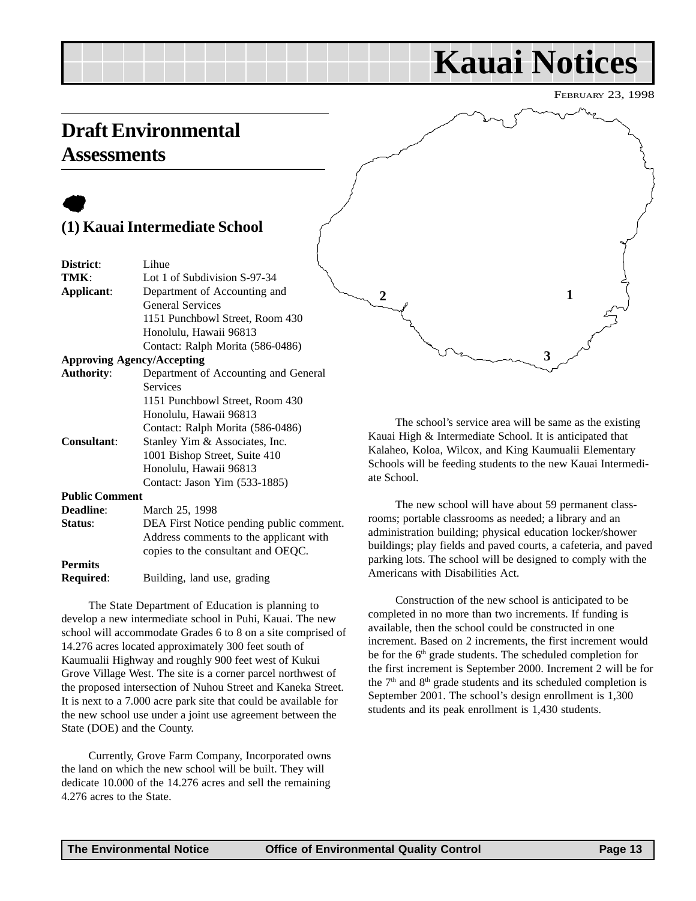# Kauai Notices

FEBRUARY 23, 1998

## Draft Environmental Assessments

### (1) Kauai Intermediate School

**District**: Lihue
**TMK**: Lot 1 of Subdivision S-97-34
**Applicant**: Department of Accounting and General Services
1151 Punchbowl Street, Room 430
Honolulu, Hawaii 96813
Contact: Ralph Morita (586-0486)

**Approving Agency/Accepting Authority**: Department of Accounting and General Services
1151 Punchbowl Street, Room 430
Honolulu, Hawaii 96813
Contact: Ralph Morita (586-0486)

**Consultant**: Stanley Yim & Associates, Inc.
1001 Bishop Street, Suite 410
Honolulu, Hawaii 96813
Contact: Jason Yim (533-1885)

**Public Comment Deadline**: March 25, 1998
**Status**: DEA First Notice pending public comment. Address comments to the applicant with copies to the consultant and OEQC.

**Permits Required**: Building, land use, grading

The State Department of Education is planning to develop a new intermediate school in Puhi, Kauai. The new school will accommodate Grades 6 to 8 on a site comprised of 14.276 acres located approximately 300 feet south of Kaumualii Highway and roughly 900 feet west of Kukui Grove Village West. The site is a corner parcel northwest of the proposed intersection of Nuhou Street and Kaneka Street. It is next to a 7.000 acre park site that could be available for the new school use under a joint use agreement between the State (DOE) and the County.

Currently, Grove Farm Company, Incorporated owns the land on which the new school will be built. They will dedicate 10.000 of the 14.276 acres and sell the remaining 4.276 acres to the State.

The school's service area will be same as the existing Kauai High & Intermediate School. It is anticipated that Kalaheo, Koloa, Wilcox, and King Kaumualii Elementary Schools will be feeding students to the new Kauai Intermediate School.

The new school will have about 59 permanent classrooms; portable classrooms as needed; a library and an administration building; physical education locker/shower buildings; play fields and paved courts, a cafeteria, and paved parking lots. The school will be designed to comply with the Americans with Disabilities Act.

Construction of the new school is anticipated to be completed in no more than two increments. If funding is available, then the school could be constructed in one increment. Based on 2 increments, the first increment would be for the 6th grade students. The scheduled completion for the first increment is September 2000. Increment 2 will be for the 7th and 8th grade students and its scheduled completion is September 2001. The school's design enrollment is 1,300 students and its peak enrollment is 1,430 students.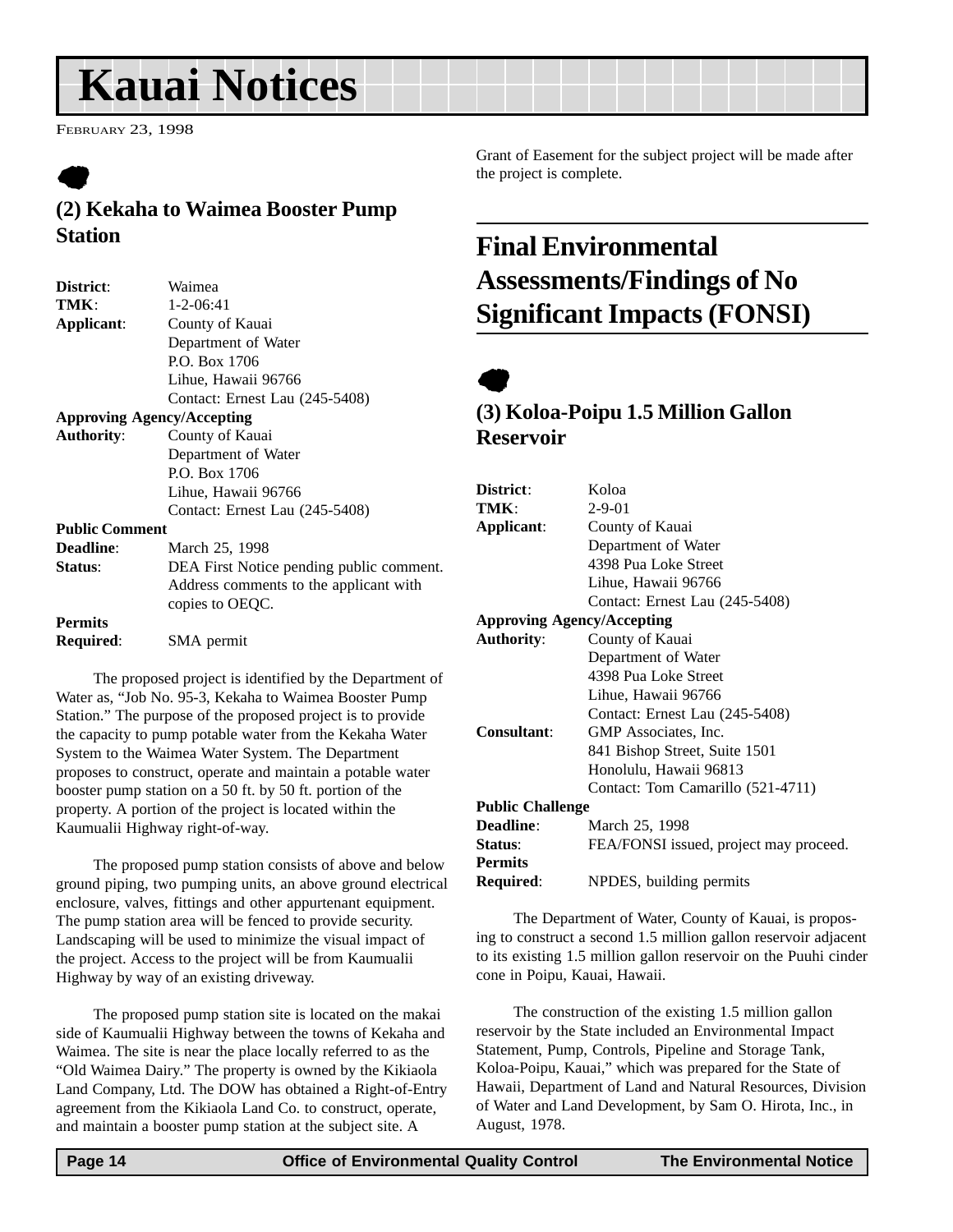# Kauai Notices

February 23, 1998

### (2) Kekaha to Waimea Booster Pump Station

**District**: Waimea
**TMK**: 1-2-06:41
**Applicant**: County of Kauai
Department of Water
P.O. Box 1706
Lihue, Hawaii 96766
Contact: Ernest Lau (245-5408)
**Approving Agency/Accepting Authority**: County of Kauai
Department of Water
P.O. Box 1706
Lihue, Hawaii 96766
Contact: Ernest Lau (245-5408)
**Public Comment Deadline**: March 25, 1998
**Status**: DEA First Notice pending public comment. Address comments to the applicant with copies to OEQC.
**Permits Required**: SMA permit

The proposed project is identified by the Department of Water as, "Job No. 95-3, Kekaha to Waimea Booster Pump Station." The purpose of the proposed project is to provide the capacity to pump potable water from the Kekaha Water System to the Waimea Water System. The Department proposes to construct, operate and maintain a potable water booster pump station on a 50 ft. by 50 ft. portion of the property. A portion of the project is located within the Kaumualii Highway right-of-way.

The proposed pump station consists of above and below ground piping, two pumping units, an above ground electrical enclosure, valves, fittings and other appurtenant equipment. The pump station area will be fenced to provide security. Landscaping will be used to minimize the visual impact of the project. Access to the project will be from Kaumualii Highway by way of an existing driveway.

The proposed pump station site is located on the makai side of Kaumualii Highway between the towns of Kekaha and Waimea. The site is near the place locally referred to as the "Old Waimea Dairy." The property is owned by the Kikiaola Land Company, Ltd. The DOW has obtained a Right-of-Entry agreement from the Kikiaola Land Co. to construct, operate, and maintain a booster pump station at the subject site. A Grant of Easement for the subject project will be made after the project is complete.

## Final Environmental Assessments/Findings of No Significant Impacts (FONSI)

### (3) Koloa-Poipu 1.5 Million Gallon Reservoir

**District**: Koloa
**TMK**: 2-9-01
**Applicant**: County of Kauai
Department of Water
4398 Pua Loke Street
Lihue, Hawaii 96766
Contact: Ernest Lau (245-5408)
**Approving Agency/Accepting Authority**: County of Kauai
Department of Water
4398 Pua Loke Street
Lihue, Hawaii 96766
Contact: Ernest Lau (245-5408)
**Consultant**: GMP Associates, Inc.
841 Bishop Street, Suite 1501
Honolulu, Hawaii 96813
Contact: Tom Camarillo (521-4711)
**Public Challenge Deadline**: March 25, 1998
**Status**: FEA/FONSI issued, project may proceed.
**Permits Required**: NPDES, building permits

The Department of Water, County of Kauai, is proposing to construct a second 1.5 million gallon reservoir adjacent to its existing 1.5 million gallon reservoir on the Puuhi cinder cone in Poipu, Kauai, Hawaii.

The construction of the existing 1.5 million gallon reservoir by the State included an Environmental Impact Statement, Pump, Controls, Pipeline and Storage Tank, Koloa-Poipu, Kauai," which was prepared for the State of Hawaii, Department of Land and Natural Resources, Division of Water and Land Development, by Sam O. Hirota, Inc., in August, 1978.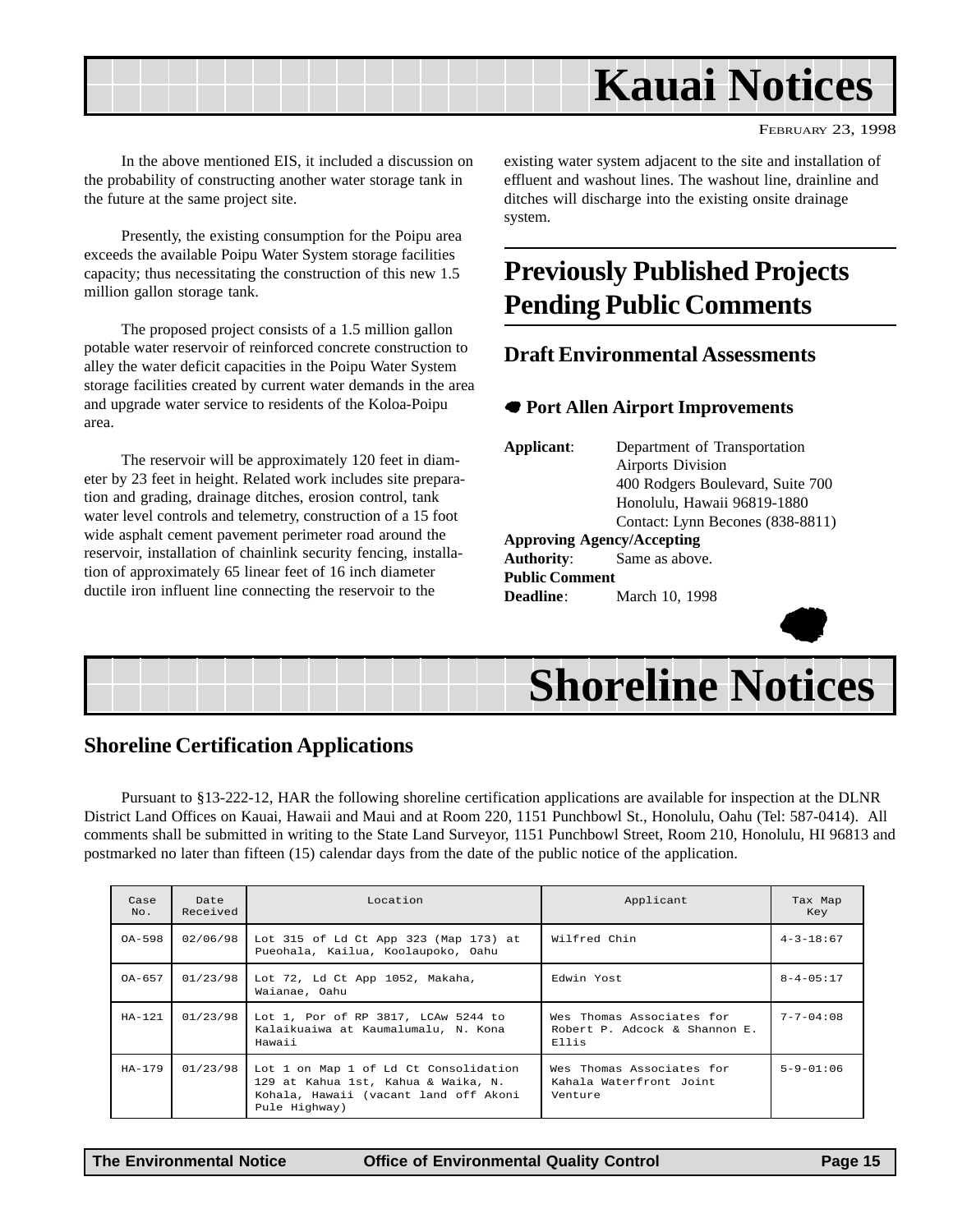# Kauai Notices

FEBRUARY 23, 1998

In the above mentioned EIS, it included a discussion on the probability of constructing another water storage tank in the future at the same project site.

Presently, the existing consumption for the Poipu area exceeds the available Poipu Water System storage facilities capacity; thus necessitating the construction of this new 1.5 million gallon storage tank.

The proposed project consists of a 1.5 million gallon potable water reservoir of reinforced concrete construction to alley the water deficit capacities in the Poipu Water System storage facilities created by current water demands in the area and upgrade water service to residents of the Koloa-Poipu area.

The reservoir will be approximately 120 feet in diameter by 23 feet in height. Related work includes site preparation and grading, drainage ditches, erosion control, tank water level controls and telemetry, construction of a 15 foot wide asphalt cement pavement perimeter road around the reservoir, installation of chainlink security fencing, installation of approximately 65 linear feet of 16 inch diameter ductile iron influent line connecting the reservoir to the existing water system adjacent to the site and installation of effluent and washout lines. The washout line, drainline and ditches will discharge into the existing onsite drainage system.

## Previously Published Projects Pending Public Comments

### Draft Environmental Assessments

#### Port Allen Airport Improvements

**Applicant**: Department of Transportation
Airports Division
400 Rodgers Boulevard, Suite 700
Honolulu, Hawaii 96819-1880
Contact: Lynn Becones (838-8811)

**Approving Agency/Accepting Authority**: Same as above.

**Public Comment Deadline**: March 10, 1998

# Shoreline Notices

## Shoreline Certification Applications

Pursuant to §13-222-12, HAR the following shoreline certification applications are available for inspection at the DLNR District Land Offices on Kauai, Hawaii and Maui and at Room 220, 1151 Punchbowl St., Honolulu, Oahu (Tel: 587-0414). All comments shall be submitted in writing to the State Land Surveyor, 1151 Punchbowl Street, Room 210, Honolulu, HI 96813 and postmarked no later than fifteen (15) calendar days from the date of the public notice of the application.

| Case No. | Date Received | Location | Applicant | Tax Map Key |
|---|---|---|---|---|
| OA-598 | 02/06/98 | Lot 315 of Ld Ct App 323 (Map 173) at Pueohala, Kailua, Koolaupoko, Oahu | Wilfred Chin | 4-3-18:67 |
| OA-657 | 01/23/98 | Lot 72, Ld Ct App 1052, Makaha, Waianae, Oahu | Edwin Yost | 8-4-05:17 |
| HA-121 | 01/23/98 | Lot 1, Por of RP 3817, LCAw 5244 to Kalaikuaiwa at Kaumalumalu, N. Kona Hawaii | Wes Thomas Associates for Robert P. Adcock & Shannon E. Ellis | 7-7-04:08 |
| HA-179 | 01/23/98 | Lot 1 on Map 1 of Ld Ct Consolidation 129 at Kahua 1st, Kahua & Waika, N. Kohala, Hawaii (vacant land off Akoni Pule Highway) | Wes Thomas Associates for Kahala Waterfront Joint Venture | 5-9-01:06 |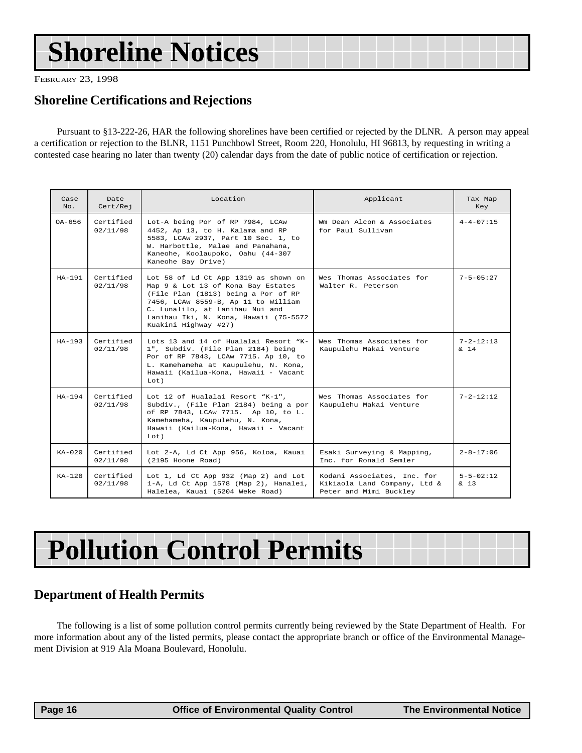# Shoreline Notices

FEBRUARY 23, 1998

## Shoreline Certifications and Rejections

Pursuant to §13-222-26, HAR the following shorelines have been certified or rejected by the DLNR. A person may appeal a certification or rejection to the BLNR, 1151 Punchbowl Street, Room 220, Honolulu, HI 96813, by requesting in writing a contested case hearing no later than twenty (20) calendar days from the date of public notice of certification or rejection.

| Case No. | Date Cert/Rej | Location | Applicant | Tax Map Key |
|---|---|---|---|---|
| OA-656 | Certified 02/11/98 | Lot-A being Por of RP 7984, LCAw 4452, Ap 13, to H. Kalama and RP 5583, LCAw 2937, Part 10 Sec. 1, to W. Harbottle, Malae and Panahana, Kaneohe, Koolaupoko, Oahu (44-307 Kaneohe Bay Drive) | Wm Dean Alcon & Associates for Paul Sullivan | 4-4-07:15 |
| HA-191 | Certified 02/11/98 | Lot 58 of Ld Ct App 1319 as shown on Map 9 & Lot 13 of Kona Bay Estates (File Plan (1813) being a Por of RP 7456, LCAw 8559-B, Ap 11 to William C. Lunalilo, at Lanihau Nui and Lanihau Iki, N. Kona, Hawaii (75-5572 Kuakini Highway #27) | Wes Thomas Associates for Walter R. Peterson | 7-5-05:27 |
| HA-193 | Certified 02/11/98 | Lots 13 and 14 of Hualalai Resort "K-1", Subdiv. (File Plan 2184) being Por of RP 7843, LCAw 7715. Ap 10, to L. Kamehameha at Kaupulehu, N. Kona, Hawaii (Kailua-Kona, Hawaii - Vacant Lot) | Wes Thomas Associates for Kaupulehu Makai Venture | 7-2-12:13 & 14 |
| HA-194 | Certified 02/11/98 | Lot 12 of Hualalai Resort "K-1", Subdiv., (File Plan 2184) being a por of RP 7843, LCAw 7715. Ap 10, to L. Kamehameha, Kaupulehu, N. Kona, Hawaii (Kailua-Kona, Hawaii - Vacant Lot) | Wes Thomas Associates for Kaupulehu Makai Venture | 7-2-12:12 |
| KA-020 | Certified 02/11/98 | Lot 2-A, Ld Ct App 956, Koloa, Kauai (2195 Hoone Road) | Esaki Surveying & Mapping, Inc. for Ronald Semler | 2-8-17:06 |
| KA-128 | Certified 02/11/98 | Lot 1, Ld Ct App 932 (Map 2) and Lot 1-A, Ld Ct App 1578 (Map 2), Hanalei, Halelea, Kauai (5204 Weke Road) | Kodani Associates, Inc. for Kikiaola Land Company, Ltd & Peter and Mimi Buckley | 5-5-02:12 & 13 |

# Pollution Control Permits

## Department of Health Permits

The following is a list of some pollution control permits currently being reviewed by the State Department of Health. For more information about any of the listed permits, please contact the appropriate branch or office of the Environmental Management Division at 919 Ala Moana Boulevard, Honolulu.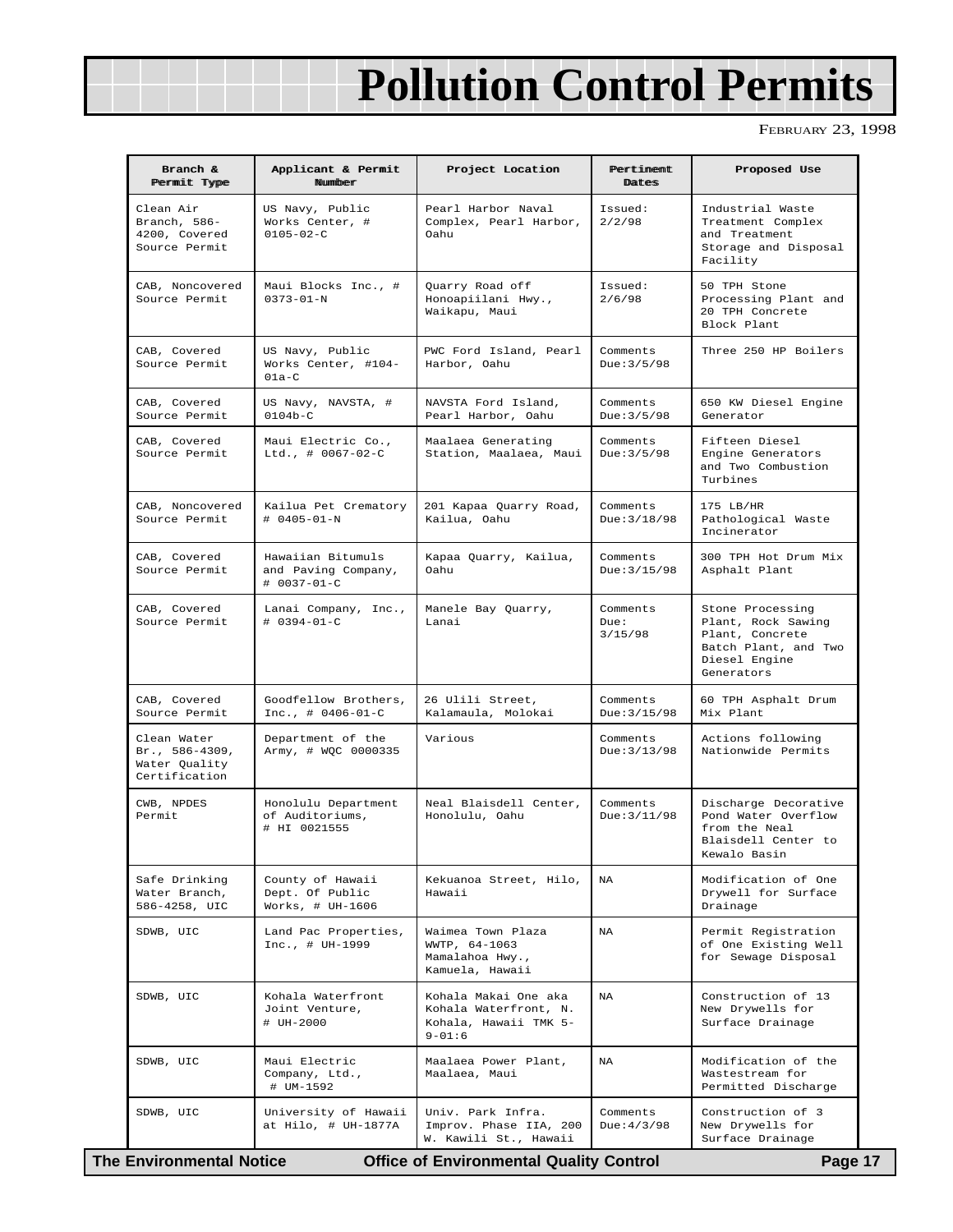# Pollution Control Permits

FEBRUARY 23, 1998

| Branch & Permit Type | Applicant & Permit Number | Project Location | Pertinent Dates | Proposed Use |
|---|---|---|---|---|
| Clean Air Branch, 586-4200, Covered Source Permit | US Navy, Public Works Center, # 0105-02-C | Pearl Harbor Naval Complex, Pearl Harbor, Oahu | Issued: 2/2/98 | Industrial Waste Treatment Complex and Treatment Storage and Disposal Facility |
| CAB, Noncovered Source Permit | Maui Blocks Inc., # 0373-01-N | Quarry Road off Honoapiilani Hwy., Waikapu, Maui | Issued: 2/6/98 | 50 TPH Stone Processing Plant and 20 TPH Concrete Block Plant |
| CAB, Covered Source Permit | US Navy, Public Works Center, #104-01a-C | PWC Ford Island, Pearl Harbor, Oahu | Comments Due:3/5/98 | Three 250 HP Boilers |
| CAB, Covered Source Permit | US Navy, NAVSTA, # 0104b-C | NAVSTA Ford Island, Pearl Harbor, Oahu | Comments Due:3/5/98 | 650 KW Diesel Engine Generator |
| CAB, Covered Source Permit | Maui Electric Co., Ltd., # 0067-02-C | Maalaea Generating Station, Maalaea, Maui | Comments Due:3/5/98 | Fifteen Diesel Engine Generators and Two Combustion Turbines |
| CAB, Noncovered Source Permit | Kailua Pet Crematory # 0405-01-N | 201 Kapaa Quarry Road, Kailua, Oahu | Comments Due:3/18/98 | 175 LB/HR Pathological Waste Incinerator |
| CAB, Covered Source Permit | Hawaiian Bitumuls and Paving Company, # 0037-01-C | Kapaa Quarry, Kailua, Oahu | Comments Due:3/15/98 | 300 TPH Hot Drum Mix Asphalt Plant |
| CAB, Covered Source Permit | Lanai Company, Inc., # 0394-01-C | Manele Bay Quarry, Lanai | Comments Due: 3/15/98 | Stone Processing Plant, Rock Sawing Plant, Concrete Batch Plant, and Two Diesel Engine Generators |
| CAB, Covered Source Permit | Goodfellow Brothers, Inc., # 0406-01-C | 26 Ulili Street, Kalamaula, Molokai | Comments Due:3/15/98 | 60 TPH Asphalt Drum Mix Plant |
| Clean Water Br., 586-4309, Water Quality Certification | Department of the Army, # WQC 0000335 | Various | Comments Due:3/13/98 | Actions following Nationwide Permits |
| CWB, NPDES Permit | Honolulu Department of Auditoriums, # HI 0021555 | Neal Blaisdell Center, Honolulu, Oahu | Comments Due:3/11/98 | Discharge Decorative Pond Water Overflow from the Neal Blaisdell Center to Kewalo Basin |
| Safe Drinking Water Branch, 586-4258, UIC | County of Hawaii Dept. Of Public Works, # UH-1606 | Kekuanoa Street, Hilo, Hawaii | NA | Modification of One Drywell for Surface Drainage |
| SDWB, UIC | Land Pac Properties, Inc., # UH-1999 | Waimea Town Plaza WWTP, 64-1063 Mamalahoa Hwy., Kamuela, Hawaii | NA | Permit Registration of One Existing Well for Sewage Disposal |
| SDWB, UIC | Kohala Waterfront Joint Venture, # UH-2000 | Kohala Makai One aka Kohala Waterfront, N. Kohala, Hawaii TMK 5-9-01:6 | NA | Construction of 13 New Drywells for Surface Drainage |
| SDWB, UIC | Maui Electric Company, Ltd., # UM-1592 | Maalaea Power Plant, Maalaea, Maui | NA | Modification of the Wastestream for Permitted Discharge |
| SDWB, UIC | University of Hawaii at Hilo, # UH-1877A | Univ. Park Infra. Improv. Phase IIA, 200 W. Kawili St., Hawaii | Comments Due:4/3/98 | Construction of 3 New Drywells for Surface Drainage |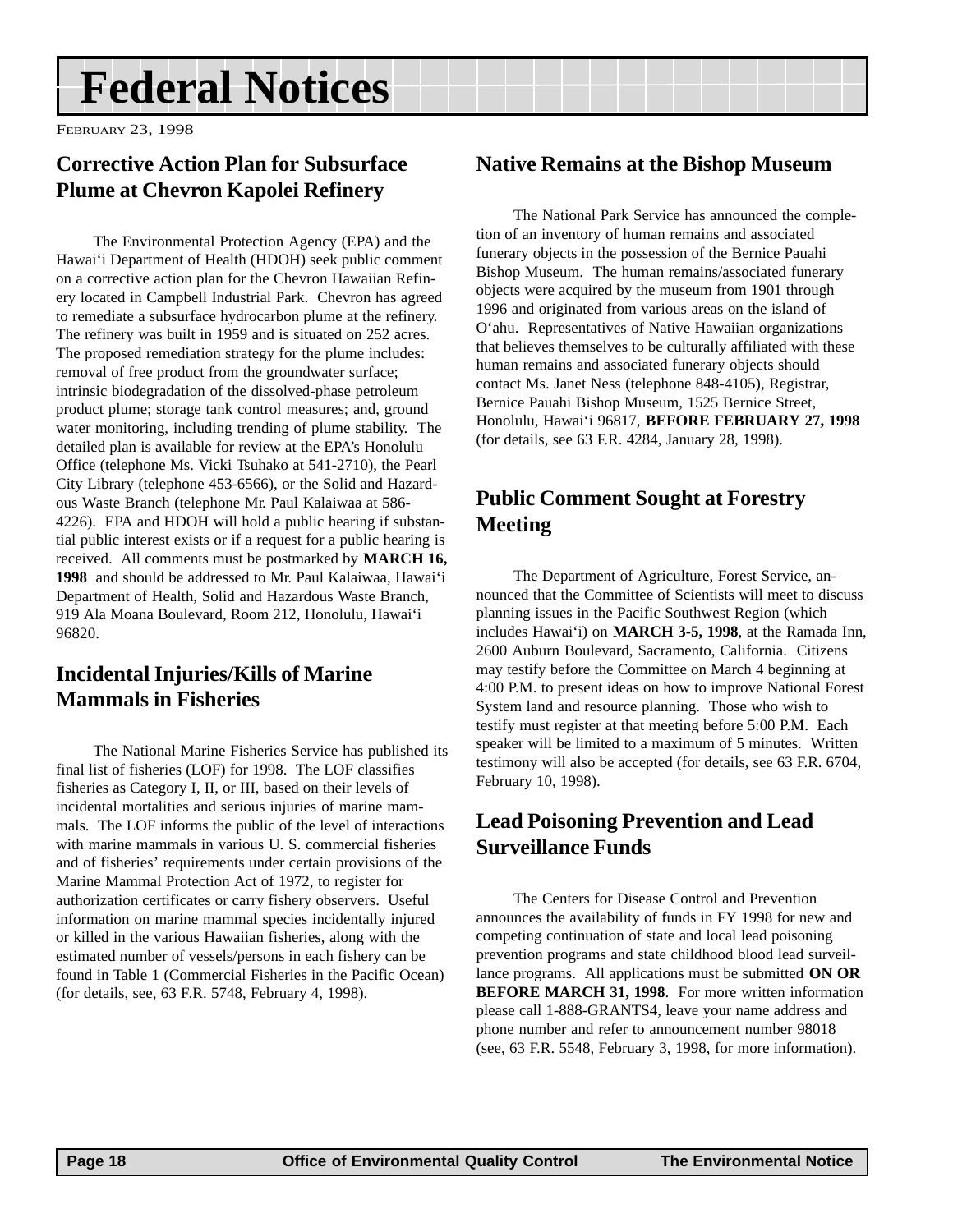# Federal Notices

FEBRUARY 23, 1998

## Corrective Action Plan for Subsurface Plume at Chevron Kapolei Refinery

The Environmental Protection Agency (EPA) and the Hawai‘i Department of Health (HDOH) seek public comment on a corrective action plan for the Chevron Hawaiian Refinery located in Campbell Industrial Park. Chevron has agreed to remediate a subsurface hydrocarbon plume at the refinery. The refinery was built in 1959 and is situated on 252 acres. The proposed remediation strategy for the plume includes: removal of free product from the groundwater surface; intrinsic biodegradation of the dissolved-phase petroleum product plume; storage tank control measures; and, ground water monitoring, including trending of plume stability. The detailed plan is available for review at the EPA's Honolulu Office (telephone Ms. Vicki Tsuhako at 541-2710), the Pearl City Library (telephone 453-6566), or the Solid and Hazardous Waste Branch (telephone Mr. Paul Kalaiwaa at 586-4226). EPA and HDOH will hold a public hearing if substantial public interest exists or if a request for a public hearing is received. All comments must be postmarked by **MARCH 16, 1998** and should be addressed to Mr. Paul Kalaiwaa, Hawai‘i Department of Health, Solid and Hazardous Waste Branch, 919 Ala Moana Boulevard, Room 212, Honolulu, Hawai‘i 96820.

## Incidental Injuries/Kills of Marine Mammals in Fisheries

The National Marine Fisheries Service has published its final list of fisheries (LOF) for 1998. The LOF classifies fisheries as Category I, II, or III, based on their levels of incidental mortalities and serious injuries of marine mammals. The LOF informs the public of the level of interactions with marine mammals in various U. S. commercial fisheries and of fisheries' requirements under certain provisions of the Marine Mammal Protection Act of 1972, to register for authorization certificates or carry fishery observers. Useful information on marine mammal species incidentally injured or killed in the various Hawaiian fisheries, along with the estimated number of vessels/persons in each fishery can be found in Table 1 (Commercial Fisheries in the Pacific Ocean) (for details, see, 63 F.R. 5748, February 4, 1998).

## Native Remains at the Bishop Museum

The National Park Service has announced the completion of an inventory of human remains and associated funerary objects in the possession of the Bernice Pauahi Bishop Museum. The human remains/associated funerary objects were acquired by the museum from 1901 through 1996 and originated from various areas on the island of O‘ahu. Representatives of Native Hawaiian organizations that believes themselves to be culturally affiliated with these human remains and associated funerary objects should contact Ms. Janet Ness (telephone 848-4105), Registrar, Bernice Pauahi Bishop Museum, 1525 Bernice Street, Honolulu, Hawai‘i 96817, **BEFORE FEBRUARY 27, 1998** (for details, see 63 F.R. 4284, January 28, 1998).

## Public Comment Sought at Forestry Meeting

The Department of Agriculture, Forest Service, announced that the Committee of Scientists will meet to discuss planning issues in the Pacific Southwest Region (which includes Hawai‘i) on **MARCH 3-5, 1998**, at the Ramada Inn, 2600 Auburn Boulevard, Sacramento, California. Citizens may testify before the Committee on March 4 beginning at 4:00 P.M. to present ideas on how to improve National Forest System land and resource planning. Those who wish to testify must register at that meeting before 5:00 P.M. Each speaker will be limited to a maximum of 5 minutes. Written testimony will also be accepted (for details, see 63 F.R. 6704, February 10, 1998).

## Lead Poisoning Prevention and Lead Surveillance Funds

The Centers for Disease Control and Prevention announces the availability of funds in FY 1998 for new and competing continuation of state and local lead poisoning prevention programs and state childhood blood lead surveillance programs. All applications must be submitted **ON OR BEFORE MARCH 31, 1998**. For more written information please call 1-888-GRANTS4, leave your name address and phone number and refer to announcement number 98018 (see, 63 F.R. 5548, February 3, 1998, for more information).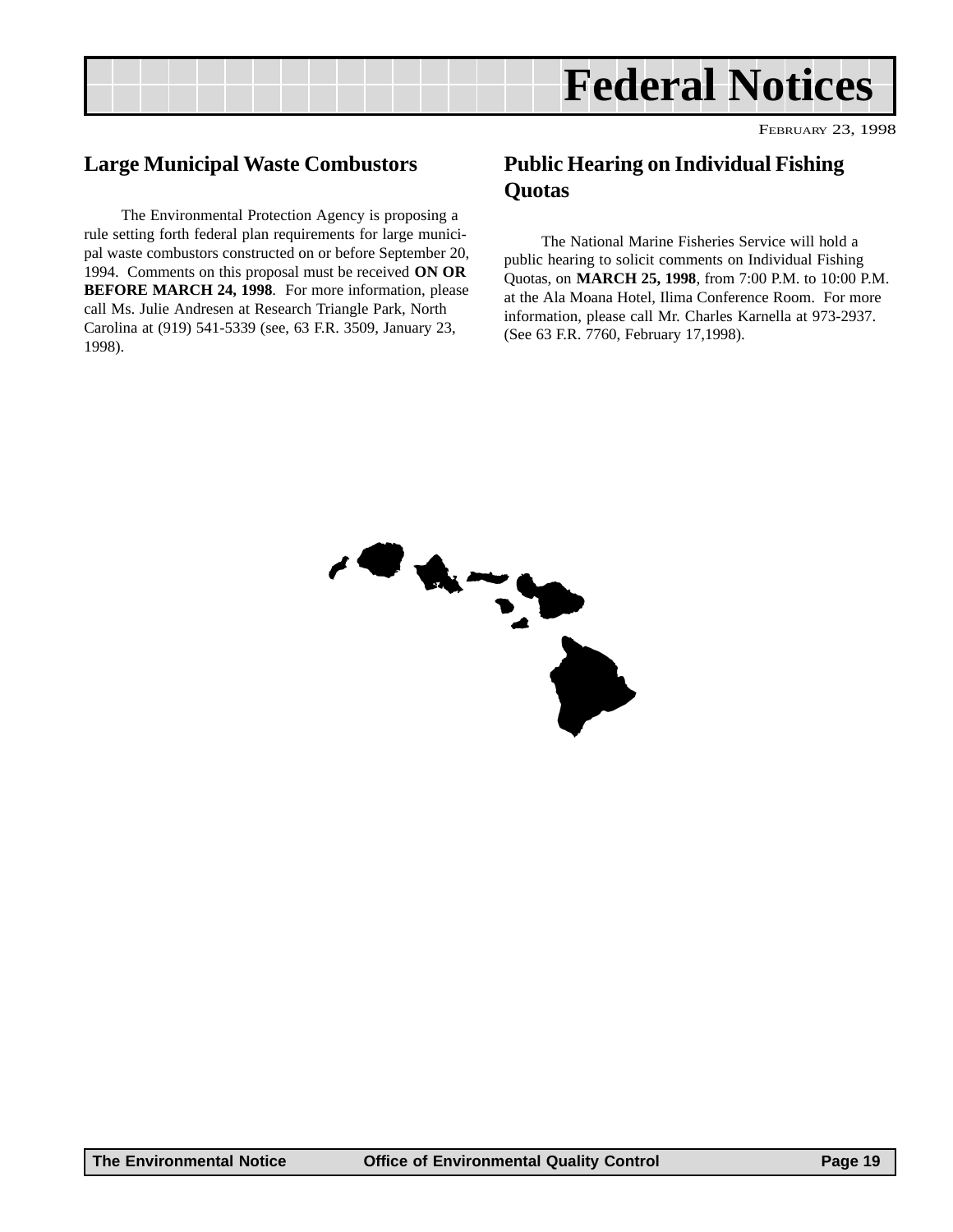# Federal Notices

FEBRUARY 23, 1998

## Large Municipal Waste Combustors

The Environmental Protection Agency is proposing a rule setting forth federal plan requirements for large municipal waste combustors constructed on or before September 20, 1994. Comments on this proposal must be received **ON OR BEFORE MARCH 24, 1998**. For more information, please call Ms. Julie Andresen at Research Triangle Park, North Carolina at (919) 541-5339 (see, 63 F.R. 3509, January 23, 1998).

## Public Hearing on Individual Fishing Quotas

The National Marine Fisheries Service will hold a public hearing to solicit comments on Individual Fishing Quotas, on **MARCH 25, 1998**, from 7:00 P.M. to 10:00 P.M. at the Ala Moana Hotel, Ilima Conference Room. For more information, please call Mr. Charles Karnella at 973-2937. (See 63 F.R. 7760, February 17,1998).